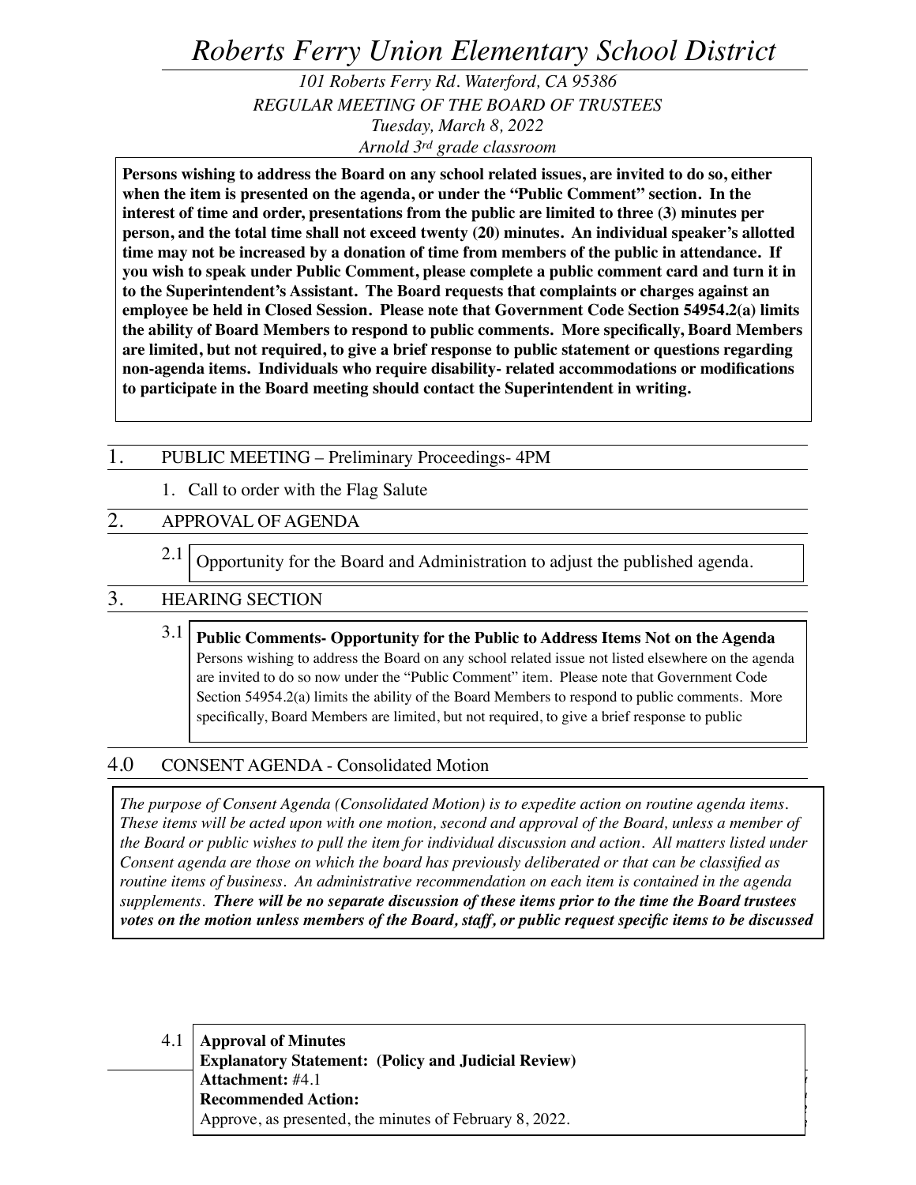# *Roberts Ferry Union Elementary School District*

*101 Roberts Ferry Rd. Waterford, CA 95386*
*REGULAR MEETING OF THE BOARD OF TRUSTEES*
*Tuesday, March 8, 2022*
*Arnold 3rd grade classroom*

**Persons wishing to address the Board on any school related issues, are invited to do so, either when the item is presented on the agenda, or under the "Public Comment" section. In the interest of time and order, presentations from the public are limited to three (3) minutes per person, and the total time shall not exceed twenty (20) minutes. An individual speaker's allotted time may not be increased by a donation of time from members of the public in attendance. If you wish to speak under Public Comment, please complete a public comment card and turn it in to the Superintendent's Assistant. The Board requests that complaints or charges against an employee be held in Closed Session. Please note that Government Code Section 54954.2(a) limits the ability of Board Members to respond to public comments. More specifically, Board Members are limited, but not required, to give a brief response to public statement or questions regarding non-agenda items. Individuals who require disability- related accommodations or modifications to participate in the Board meeting should contact the Superintendent in writing.**

## 1. PUBLIC MEETING – Preliminary Proceedings- 4PM

1. Call to order with the Flag Salute

## 2. APPROVAL OF AGENDA

2.1 Opportunity for the Board and Administration to adjust the published agenda.

## 3. HEARING SECTION

3.1 **Public Comments- Opportunity for the Public to Address Items Not on the Agenda**
Persons wishing to address the Board on any school related issue not listed elsewhere on the agenda are invited to do so now under the "Public Comment" item. Please note that Government Code Section 54954.2(a) limits the ability of the Board Members to respond to public comments. More specifically, Board Members are limited, but not required, to give a brief response to public

## 4.0 CONSENT AGENDA - Consolidated Motion

*The purpose of Consent Agenda (Consolidated Motion) is to expedite action on routine agenda items. These items will be acted upon with one motion, second and approval of the Board, unless a member of the Board or public wishes to pull the item for individual discussion and action. All matters listed under Consent agenda are those on which the board has previously deliberated or that can be classified as routine items of business. An administrative recommendation on each item is contained in the agenda supplements.* ***There will be no separate discussion of these items prior to the time the Board trustees votes on the motion unless members of the Board, staff, or public request specific items to be discussed***

4.1 **Approval of Minutes**
**Explanatory Statement: (Policy and Judicial Review)**
**Attachment:** #4.1
**Recommended Action:**
Approve, as presented, the minutes of February 8, 2022.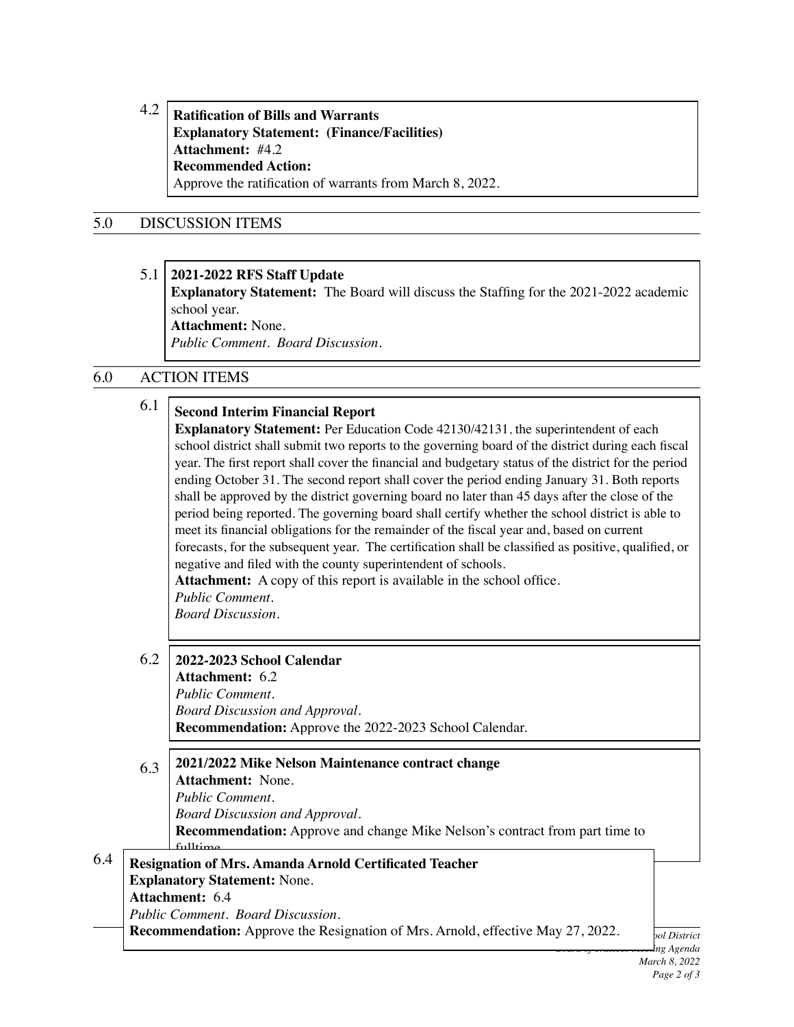4.2

**Ratification of Bills and Warrants**
**Explanatory Statement: (Finance/Facilities)**
**Attachment:** #4.2
**Recommended Action:**
Approve the ratification of warrants from March 8, 2022.

## 5.0 DISCUSSION ITEMS

5.1

**2021-2022 RFS Staff Update**
**Explanatory Statement:** The Board will discuss the Staffing for the 2021-2022 academic school year.
**Attachment:** None.
*Public Comment. Board Discussion.*

## 6.0 ACTION ITEMS

6.1

**Second Interim Financial Report**
**Explanatory Statement:** Per Education Code 42130/42131, the superintendent of each school district shall submit two reports to the governing board of the district during each fiscal year. The first report shall cover the financial and budgetary status of the district for the period ending October 31. The second report shall cover the period ending January 31. Both reports shall be approved by the district governing board no later than 45 days after the close of the period being reported. The governing board shall certify whether the school district is able to meet its financial obligations for the remainder of the fiscal year and, based on current forecasts, for the subsequent year. The certification shall be classified as positive, qualified, or negative and filed with the county superintendent of schools.
**Attachment:** A copy of this report is available in the school office.
*Public Comment.*
*Board Discussion.*

6.2

**2022-2023 School Calendar**
**Attachment:** 6.2
*Public Comment.*
*Board Discussion and Approval.*
**Recommendation:** Approve the 2022-2023 School Calendar.

6.3

**2021/2022 Mike Nelson Maintenance contract change**
**Attachment:** None.
*Public Comment.*
*Board Discussion and Approval.*
**Recommendation:** Approve and change Mike Nelson's contract from part time to fulltime.

6.4

**Resignation of Mrs. Amanda Arnold Certificated Teacher**
**Explanatory Statement:** None.
**Attachment:** 6.4
*Public Comment. Board Discussion.*
**Recommendation:** Approve the Resignation of Mrs. Arnold, effective May 27, 2022.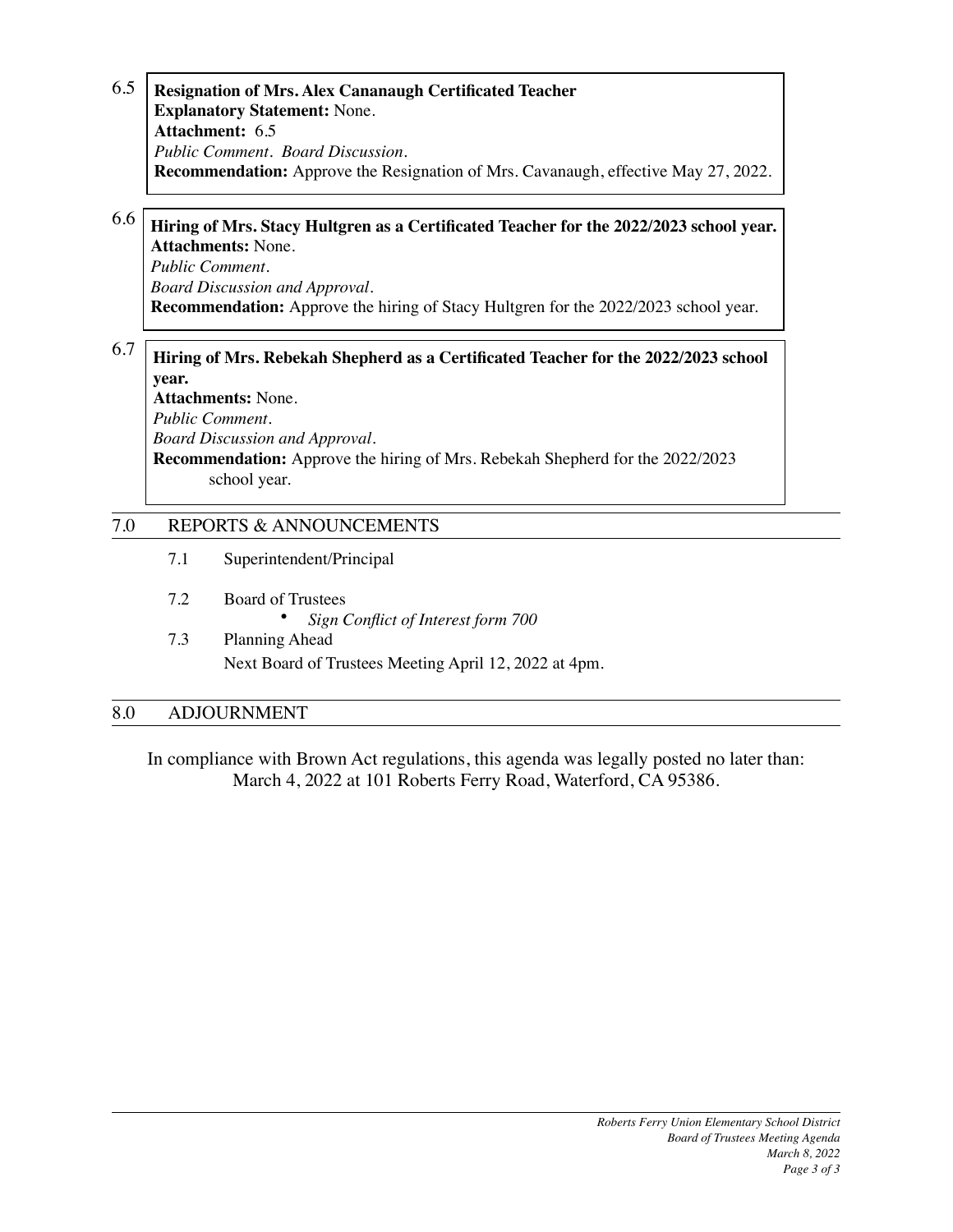6.5 **Resignation of Mrs. Alex Cananaugh Certificated Teacher**
**Explanatory Statement:** None.
**Attachment:** 6.5
*Public Comment. Board Discussion.*
**Recommendation:** Approve the Resignation of Mrs. Cavanaugh, effective May 27, 2022.

6.6 **Hiring of Mrs. Stacy Hultgren as a Certificated Teacher for the 2022/2023 school year.**
**Attachments:** None.
*Public Comment.*
*Board Discussion and Approval.*
**Recommendation:** Approve the hiring of Stacy Hultgren for the 2022/2023 school year.

6.7 **Hiring of Mrs. Rebekah Shepherd as a Certificated Teacher for the 2022/2023 school year.**
**Attachments:** None.
*Public Comment.*
*Board Discussion and Approval.*
**Recommendation:** Approve the hiring of Mrs. Rebekah Shepherd for the 2022/2023 school year.

## 7.0 REPORTS & ANNOUNCEMENTS

7.1 Superintendent/Principal

7.2 Board of Trustees
- *Sign Conflict of Interest form 700*

7.3 Planning Ahead
Next Board of Trustees Meeting April 12, 2022 at 4pm.

## 8.0 ADJOURNMENT

In compliance with Brown Act regulations, this agenda was legally posted no later than: March 4, 2022 at 101 Roberts Ferry Road, Waterford, CA 95386.